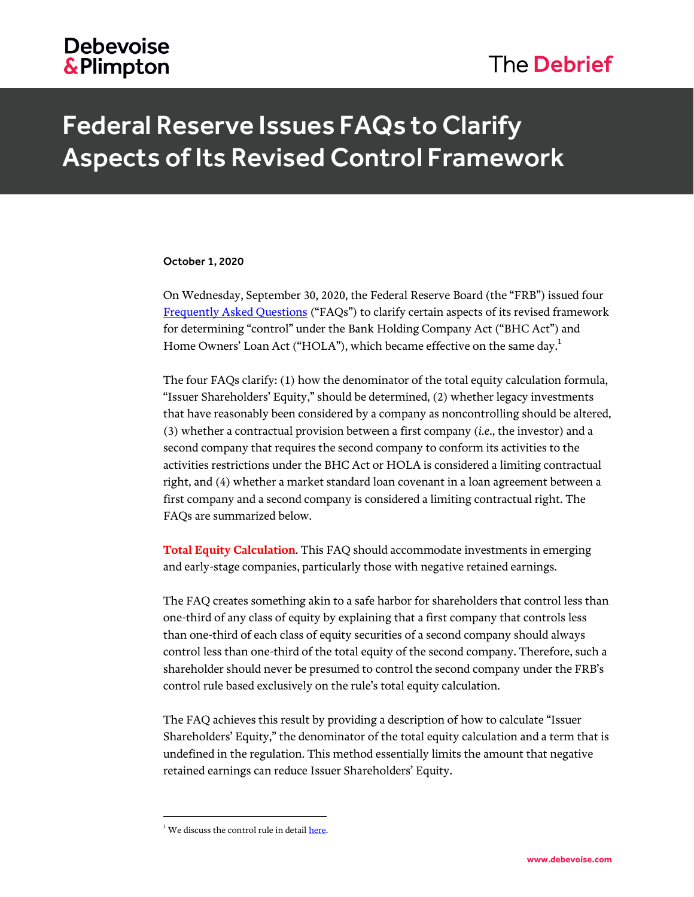Debevoise & Plimpton

The Debrief

# Federal Reserve Issues FAQs to Clarify Aspects of Its Revised Control Framework

**October 1, 2020**

On Wednesday, September 30, 2020, the Federal Reserve Board (the "FRB") issued four Frequently Asked Questions ("FAQs") to clarify certain aspects of its revised framework for determining "control" under the Bank Holding Company Act ("BHC Act") and Home Owners' Loan Act ("HOLA"), which became effective on the same day.[1]

The four FAQs clarify: (1) how the denominator of the total equity calculation formula, "Issuer Shareholders' Equity," should be determined, (2) whether legacy investments that have reasonably been considered by a company as noncontrolling should be altered, (3) whether a contractual provision between a first company (*i.e.*, the investor) and a second company that requires the second company to conform its activities to the activities restrictions under the BHC Act or HOLA is considered a limiting contractual right, and (4) whether a market standard loan covenant in a loan agreement between a first company and a second company is considered a limiting contractual right. The FAQs are summarized below.

**Total Equity Calculation**. This FAQ should accommodate investments in emerging and early-stage companies, particularly those with negative retained earnings.

The FAQ creates something akin to a safe harbor for shareholders that control less than one-third of any class of equity by explaining that a first company that controls less than one-third of each class of equity securities of a second company should always control less than one-third of the total equity of the second company. Therefore, such a shareholder should never be presumed to control the second company under the FRB's control rule based exclusively on the rule's total equity calculation.

The FAQ achieves this result by providing a description of how to calculate "Issuer Shareholders' Equity," the denominator of the total equity calculation and a term that is undefined in the regulation. This method essentially limits the amount that negative retained earnings can reduce Issuer Shareholders' Equity.

---

[1] We discuss the control rule in detail here.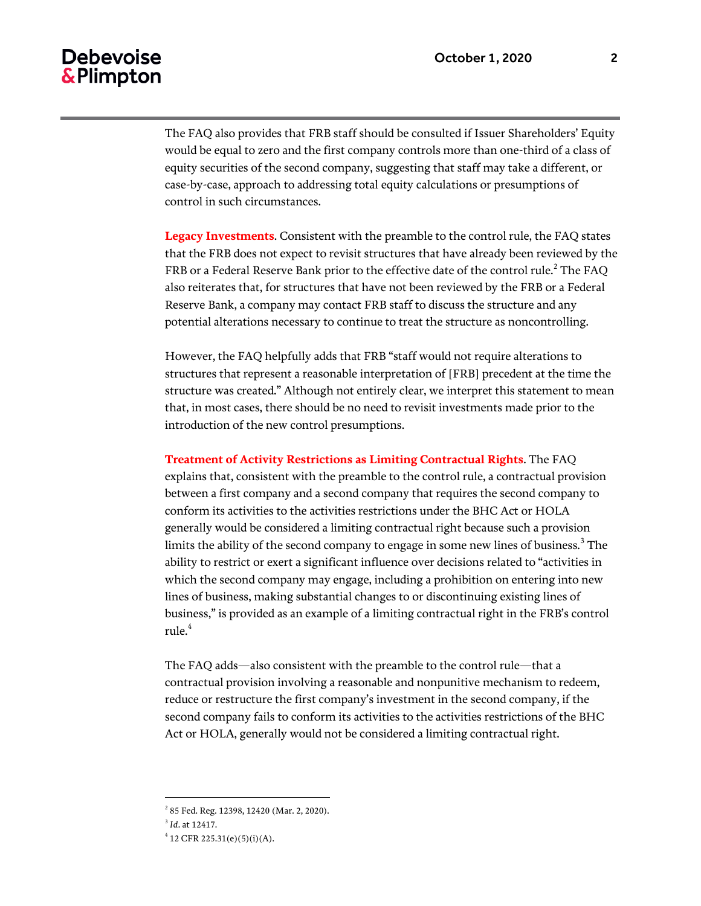The FAQ also provides that FRB staff should be consulted if Issuer Shareholders' Equity would be equal to zero and the first company controls more than one-third of a class of equity securities of the second company, suggesting that staff may take a different, or case-by-case, approach to addressing total equity calculations or presumptions of control in such circumstances.

**Legacy Investments**. Consistent with the preamble to the control rule, the FAQ states that the FRB does not expect to revisit structures that have already been reviewed by the FRB or a Federal Reserve Bank prior to the effective date of the control rule.[2] The FAQ also reiterates that, for structures that have not been reviewed by the FRB or a Federal Reserve Bank, a company may contact FRB staff to discuss the structure and any potential alterations necessary to continue to treat the structure as noncontrolling.

However, the FAQ helpfully adds that FRB "staff would not require alterations to structures that represent a reasonable interpretation of [FRB] precedent at the time the structure was created." Although not entirely clear, we interpret this statement to mean that, in most cases, there should be no need to revisit investments made prior to the introduction of the new control presumptions.

**Treatment of Activity Restrictions as Limiting Contractual Rights**. The FAQ explains that, consistent with the preamble to the control rule, a contractual provision between a first company and a second company that requires the second company to conform its activities to the activities restrictions under the BHC Act or HOLA generally would be considered a limiting contractual right because such a provision limits the ability of the second company to engage in some new lines of business.[3] The ability to restrict or exert a significant influence over decisions related to "activities in which the second company may engage, including a prohibition on entering into new lines of business, making substantial changes to or discontinuing existing lines of business," is provided as an example of a limiting contractual right in the FRB's control rule.[4]

The FAQ adds—also consistent with the preamble to the control rule—that a contractual provision involving a reasonable and nonpunitive mechanism to redeem, reduce or restructure the first company's investment in the second company, if the second company fails to conform its activities to the activities restrictions of the BHC Act or HOLA, generally would not be considered a limiting contractual right.

---

[2] 85 Fed. Reg. 12398, 12420 (Mar. 2, 2020).

[3] *Id*. at 12417.

[4] 12 CFR 225.31(e)(5)(i)(A).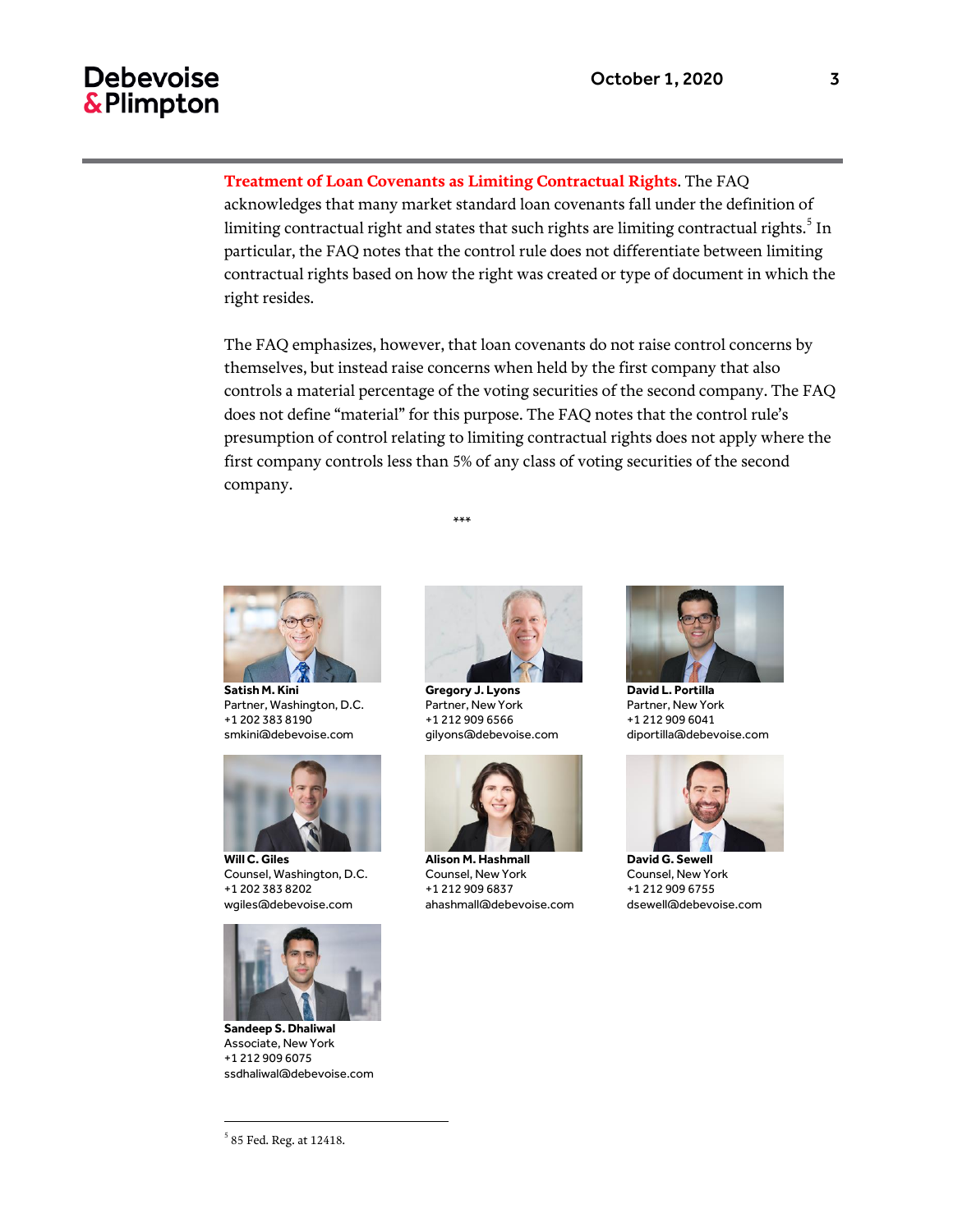**Treatment of Loan Covenants as Limiting Contractual Rights**. The FAQ acknowledges that many market standard loan covenants fall under the definition of limiting contractual right and states that such rights are limiting contractual rights.[5] In particular, the FAQ notes that the control rule does not differentiate between limiting contractual rights based on how the right was created or type of document in which the right resides.

The FAQ emphasizes, however, that loan covenants do not raise control concerns by themselves, but instead raise concerns when held by the first company that also controls a material percentage of the voting securities of the second company. The FAQ does not define "material" for this purpose. The FAQ notes that the control rule's presumption of control relating to limiting contractual rights does not apply where the first company controls less than 5% of any class of voting securities of the second company.

***

**Satish M. Kini**
Partner, Washington, D.C.
+1 202 383 8190
smkini@debevoise.com

**Gregory J. Lyons**
Partner, New York
+1 212 909 6566
gjlyons@debevoise.com

**David L. Portilla**
Partner, New York
+1 212 909 6041
dlportilla@debevoise.com

**Will C. Giles**
Counsel, Washington, D.C.
+1 202 383 8202
wgiles@debevoise.com

**Alison M. Hashmall**
Counsel, New York
+1 212 909 6837
ahashmall@debevoise.com

**David G. Sewell**
Counsel, New York
+1 212 909 6755
dsewell@debevoise.com

**Sandeep S. Dhaliwal**
Associate, New York
+1 212 909 6075
ssdhaliwal@debevoise.com

---

[5] 85 Fed. Reg. at 12418.